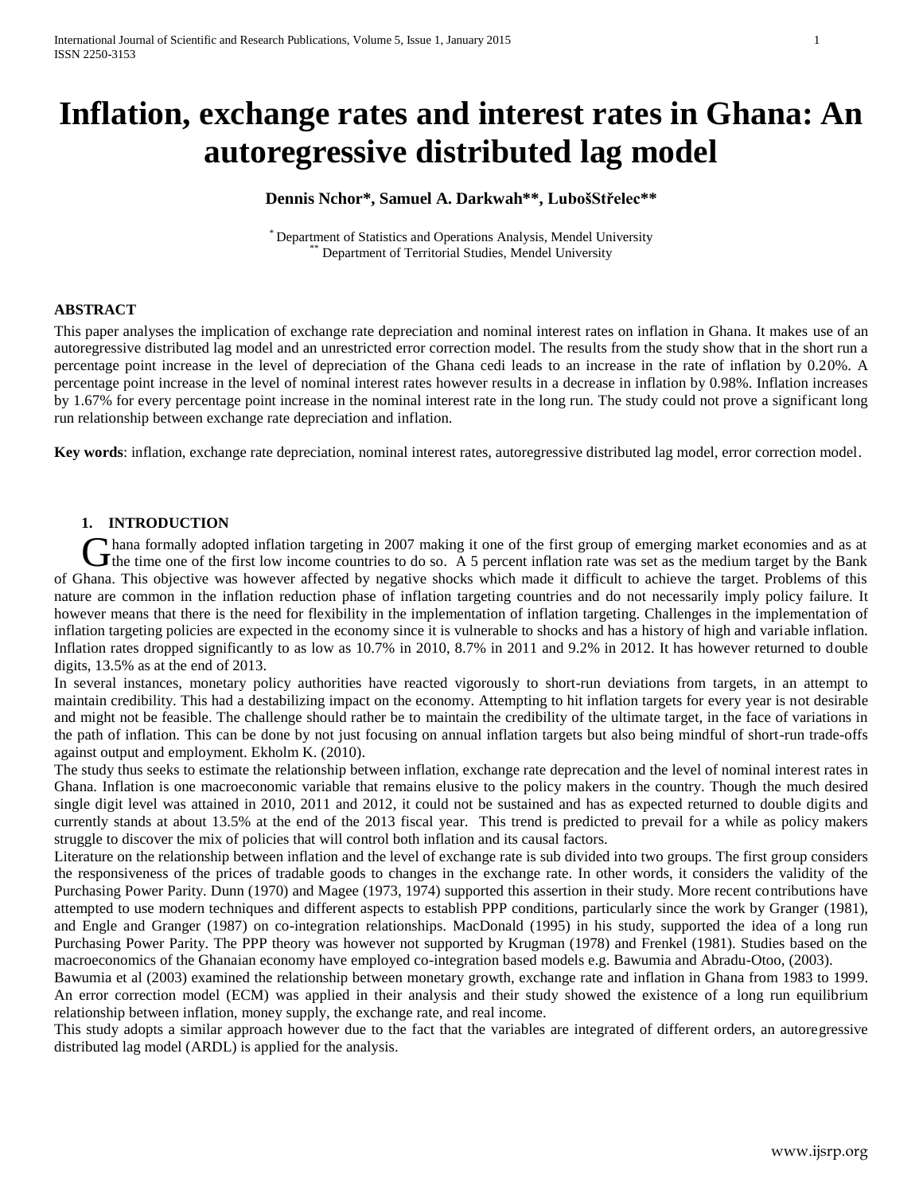# Inflation, exchange rates and interest rates in Ghana: An autoregressive distributed lag model

**Dennis Nchor*, Samuel A. Darkwah**, LubošStřelec****

\* Department of Statistics and Operations Analysis, Mendel University
\*\* Department of Territorial Studies, Mendel University

**ABSTRACT**

This paper analyses the implication of exchange rate depreciation and nominal interest rates on inflation in Ghana. It makes use of an autoregressive distributed lag model and an unrestricted error correction model. The results from the study show that in the short run a percentage point increase in the level of depreciation of the Ghana cedi leads to an increase in the rate of inflation by 0.20%. A percentage point increase in the level of nominal interest rates however results in a decrease in inflation by 0.98%. Inflation increases by 1.67% for every percentage point increase in the nominal interest rate in the long run. The study could not prove a significant long run relationship between exchange rate depreciation and inflation.

**Key words**: inflation, exchange rate depreciation, nominal interest rates, autoregressive distributed lag model, error correction model.

## 1. INTRODUCTION

Ghana formally adopted inflation targeting in 2007 making it one of the first group of emerging market economies and as at the time one of the first low income countries to do so. A 5 percent inflation rate was set as the medium target by the Bank of Ghana. This objective was however affected by negative shocks which made it difficult to achieve the target. Problems of this nature are common in the inflation reduction phase of inflation targeting countries and do not necessarily imply policy failure. It however means that there is the need for flexibility in the implementation of inflation targeting. Challenges in the implementation of inflation targeting policies are expected in the economy since it is vulnerable to shocks and has a history of high and variable inflation. Inflation rates dropped significantly to as low as 10.7% in 2010, 8.7% in 2011 and 9.2% in 2012. It has however returned to double digits, 13.5% as at the end of 2013.

In several instances, monetary policy authorities have reacted vigorously to short-run deviations from targets, in an attempt to maintain credibility. This had a destabilizing impact on the economy. Attempting to hit inflation targets for every year is not desirable and might not be feasible. The challenge should rather be to maintain the credibility of the ultimate target, in the face of variations in the path of inflation. This can be done by not just focusing on annual inflation targets but also being mindful of short-run trade-offs against output and employment. Ekholm K. (2010).

The study thus seeks to estimate the relationship between inflation, exchange rate deprecation and the level of nominal interest rates in Ghana. Inflation is one macroeconomic variable that remains elusive to the policy makers in the country. Though the much desired single digit level was attained in 2010, 2011 and 2012, it could not be sustained and has as expected returned to double digits and currently stands at about 13.5% at the end of the 2013 fiscal year. This trend is predicted to prevail for a while as policy makers struggle to discover the mix of policies that will control both inflation and its causal factors.

Literature on the relationship between inflation and the level of exchange rate is sub divided into two groups. The first group considers the responsiveness of the prices of tradable goods to changes in the exchange rate. In other words, it considers the validity of the Purchasing Power Parity. Dunn (1970) and Magee (1973, 1974) supported this assertion in their study. More recent contributions have attempted to use modern techniques and different aspects to establish PPP conditions, particularly since the work by Granger (1981), and Engle and Granger (1987) on co-integration relationships. MacDonald (1995) in his study, supported the idea of a long run Purchasing Power Parity. The PPP theory was however not supported by Krugman (1978) and Frenkel (1981). Studies based on the macroeconomics of the Ghanaian economy have employed co-integration based models e.g. Bawumia and Abradu-Otoo, (2003).

Bawumia et al (2003) examined the relationship between monetary growth, exchange rate and inflation in Ghana from 1983 to 1999. An error correction model (ECM) was applied in their analysis and their study showed the existence of a long run equilibrium relationship between inflation, money supply, the exchange rate, and real income.

This study adopts a similar approach however due to the fact that the variables are integrated of different orders, an autoregressive distributed lag model (ARDL) is applied for the analysis.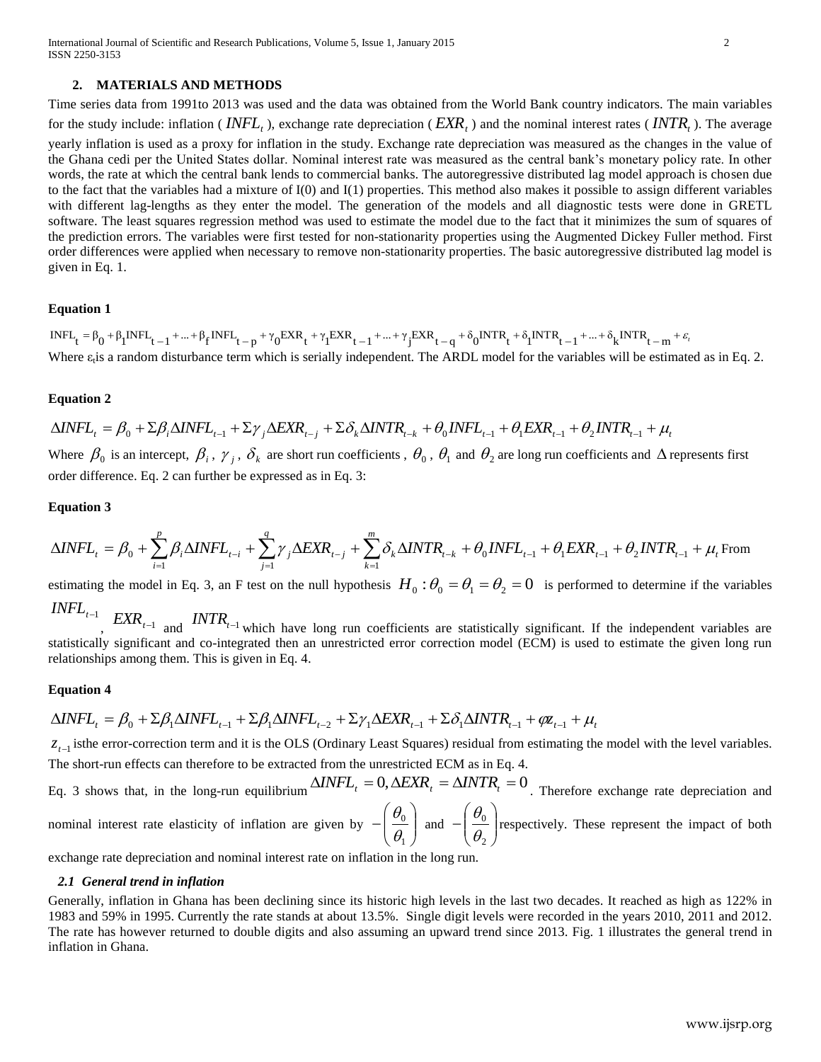## 2. MATERIALS AND METHODS

Time series data from 1991to 2013 was used and the data was obtained from the World Bank country indicators. The main variables for the study include: inflation ( $INFL_t$ ), exchange rate depreciation ( $EXR_t$ ) and the nominal interest rates ( $INTR_t$ ). The average yearly inflation is used as a proxy for inflation in the study. Exchange rate depreciation was measured as the changes in the value of the Ghana cedi per the United States dollar. Nominal interest rate was measured as the central bank's monetary policy rate. In other words, the rate at which the central bank lends to commercial banks. The autoregressive distributed lag model approach is chosen due to the fact that the variables had a mixture of I(0) and I(1) properties. This method also makes it possible to assign different variables with different lag-lengths as they enter the model. The generation of the models and all diagnostic tests were done in GRETL software. The least squares regression method was used to estimate the model due to the fact that it minimizes the sum of squares of the prediction errors. The variables were first tested for non-stationarity properties using the Augmented Dickey Fuller method. First order differences were applied when necessary to remove non-stationarity properties. The basic autoregressive distributed lag model is given in Eq. 1.

**Equation 1**

$$INFL_t = \beta_0 + \beta_1 INFL_{t-1} + \ldots + \beta_f INFL_{t-p} + \gamma_0 EXR_t + \gamma_1 EXR_{t-1} + \ldots + \gamma_j EXR_{t-q} + \delta_0 INTR_t + \delta_1 INTR_{t-1} + \ldots + \delta_k INTR_{t-m} + \varepsilon_t$$

Where $\varepsilon_t$is a random disturbance term which is serially independent. The ARDL model for the variables will be estimated as in Eq. 2.

**Equation 2**

$$\Delta INFL_t = \beta_0 + \Sigma\beta_i \Delta INFL_{t-1} + \Sigma\gamma_j \Delta EXR_{t-j} + \Sigma\delta_k \Delta INTR_{t-k} + \theta_0 INFL_{t-1} + \theta_1 EXR_{t-1} + \theta_2 INTR_{t-1} + \mu_t$$

Where $\beta_0$ is an intercept, $\beta_i$ , $\gamma_j$ , $\delta_k$ are short run coefficients , $\theta_0$ , $\theta_1$ and $\theta_2$ are long run coefficients and $\Delta$ represents first order difference. Eq. 2 can further be expressed as in Eq. 3:

**Equation 3**

$$\Delta INFL_t = \beta_0 + \sum_{i=1}^{p}\beta_i \Delta INFL_{t-i} + \sum_{j=1}^{q}\gamma_j \Delta EXR_{t-j} + \sum_{k=1}^{m}\delta_k \Delta INTR_{t-k} + \theta_0 INFL_{t-1} + \theta_1 EXR_{t-1} + \theta_2 INTR_{t-1} + \mu_t$$

From estimating the model in Eq. 3, an F test on the null hypothesis $H_0 : \theta_0 = \theta_1 = \theta_2 = 0$ is performed to determine if the variables $INFL_{t-1}$, $EXR_{t-1}$ and $INTR_{t-1}$ which have long run coefficients are statistically significant. If the independent variables are statistically significant and co-integrated then an unrestricted error correction model (ECM) is used to estimate the given long run relationships among them. This is given in Eq. 4.

**Equation 4**

$$\Delta INFL_t = \beta_0 + \Sigma\beta_1 \Delta INFL_{t-1} + \Sigma\beta_1 \Delta INFL_{t-2} + \Sigma\gamma_1 \Delta EXR_{t-1} + \Sigma\delta_1 \Delta INTR_{t-1} + \varphi z_{t-1} + \mu_t$$

$z_{t-1}$ isthe error-correction term and it is the OLS (Ordinary Least Squares) residual from estimating the model with the level variables. The short-run effects can therefore to be extracted from the unrestricted ECM as in Eq. 4.

Eq. 3 shows that, in the long-run equilibrium $\Delta INFL_t = 0, \Delta EXR_t = \Delta INTR_t = 0$. Therefore exchange rate depreciation and nominal interest rate elasticity of inflation are given by $-\left(\frac{\theta_0}{\theta_1}\right)$ and $-\left(\frac{\theta_0}{\theta_2}\right)$respectively. These represent the impact of both exchange rate depreciation and nominal interest rate on inflation in the long run.

### *2.1 General trend in inflation*

Generally, inflation in Ghana has been declining since its historic high levels in the last two decades. It reached as high as 122% in 1983 and 59% in 1995. Currently the rate stands at about 13.5%. Single digit levels were recorded in the years 2010, 2011 and 2012. The rate has however returned to double digits and also assuming an upward trend since 2013. Fig. 1 illustrates the general trend in inflation in Ghana.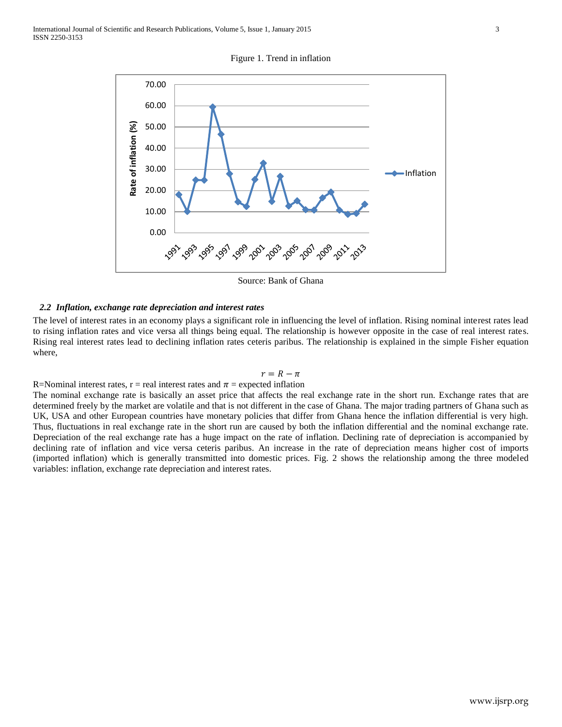Figure 1. Trend in inflation

Source: Bank of Ghana

### *2.2 Inflation, exchange rate depreciation and interest rates*

The level of interest rates in an economy plays a significant role in influencing the level of inflation. Rising nominal interest rates lead to rising inflation rates and vice versa all things being equal. The relationship is however opposite in the case of real interest rates. Rising real interest rates lead to declining inflation rates ceteris paribus. The relationship is explained in the simple Fisher equation where,

$$r = R - \pi$$

R=Nominal interest rates, r = real interest rates and $\pi$ = expected inflation

The nominal exchange rate is basically an asset price that affects the real exchange rate in the short run. Exchange rates that are determined freely by the market are volatile and that is not different in the case of Ghana. The major trading partners of Ghana such as UK, USA and other European countries have monetary policies that differ from Ghana hence the inflation differential is very high. Thus, fluctuations in real exchange rate in the short run are caused by both the inflation differential and the nominal exchange rate. Depreciation of the real exchange rate has a huge impact on the rate of inflation. Declining rate of depreciation is accompanied by declining rate of inflation and vice versa ceteris paribus. An increase in the rate of depreciation means higher cost of imports (imported inflation) which is generally transmitted into domestic prices. Fig. 2 shows the relationship among the three modeled variables: inflation, exchange rate depreciation and interest rates.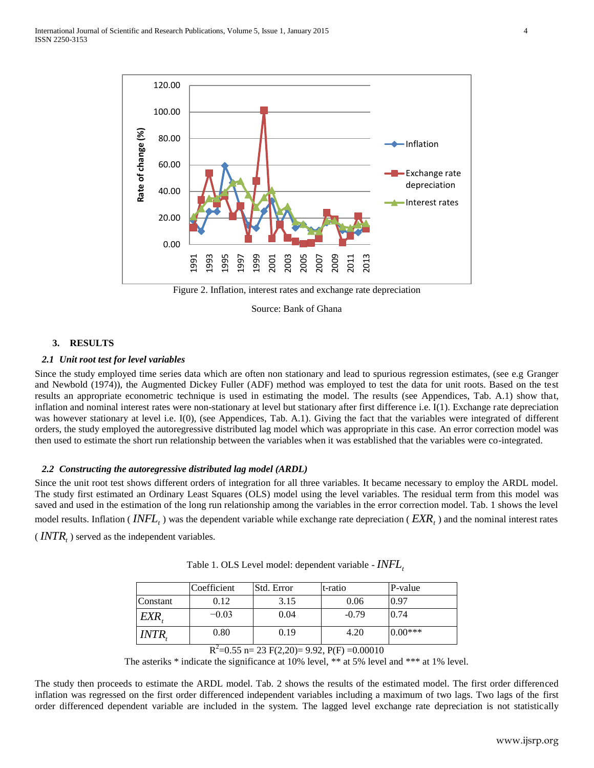Figure 2. Inflation, interest rates and exchange rate depreciation

Source: Bank of Ghana

## 3. RESULTS

### *2.1 Unit root test for level variables*

Since the study employed time series data which are often non stationary and lead to spurious regression estimates, (see e.g Granger and Newbold (1974)), the Augmented Dickey Fuller (ADF) method was employed to test the data for unit roots. Based on the test results an appropriate econometric technique is used in estimating the model. The results (see Appendices, Tab. A.1) show that, inflation and nominal interest rates were non-stationary at level but stationary after first difference i.e. I(1). Exchange rate depreciation was however stationary at level i.e. I(0), (see Appendices, Tab. A.1). Giving the fact that the variables were integrated of different orders, the study employed the autoregressive distributed lag model which was appropriate in this case. An error correction model was then used to estimate the short run relationship between the variables when it was established that the variables were co-integrated.

### *2.2 Constructing the autoregressive distributed lag model (ARDL)*

Since the unit root test shows different orders of integration for all three variables. It became necessary to employ the ARDL model. The study first estimated an Ordinary Least Squares (OLS) model using the level variables. The residual term from this model was saved and used in the estimation of the long run relationship among the variables in the error correction model. Tab. 1 shows the level model results. Inflation ( $INFL_t$ ) was the dependent variable while exchange rate depreciation ( $EXR_t$ ) and the nominal interest rates ( $INTR_t$ ) served as the independent variables.

Table 1. OLS Level model: dependent variable - $INFL_t$

| | Coefficient | Std. Error | t-ratio | P-value |
|---|---|---|---|---|
| Constant | 0.12 | 3.15 | 0.06 | 0.97 |
| $EXR_t$ | −0.03 | 0.04 | -0.79 | 0.74 |
| $INTR_t$ | 0.80 | 0.19 | 4.20 | 0.00*** |

$R^2$=0.55 n= 23 F(2,20)= 9.92, P(F) =0.00010

The asteriks * indicate the significance at 10% level, ** at 5% level and *** at 1% level.

The study then proceeds to estimate the ARDL model. Tab. 2 shows the results of the estimated model. The first order differenced inflation was regressed on the first order differenced independent variables including a maximum of two lags. Two lags of the first order differenced dependent variable are included in the system. The lagged level exchange rate depreciation is not statistically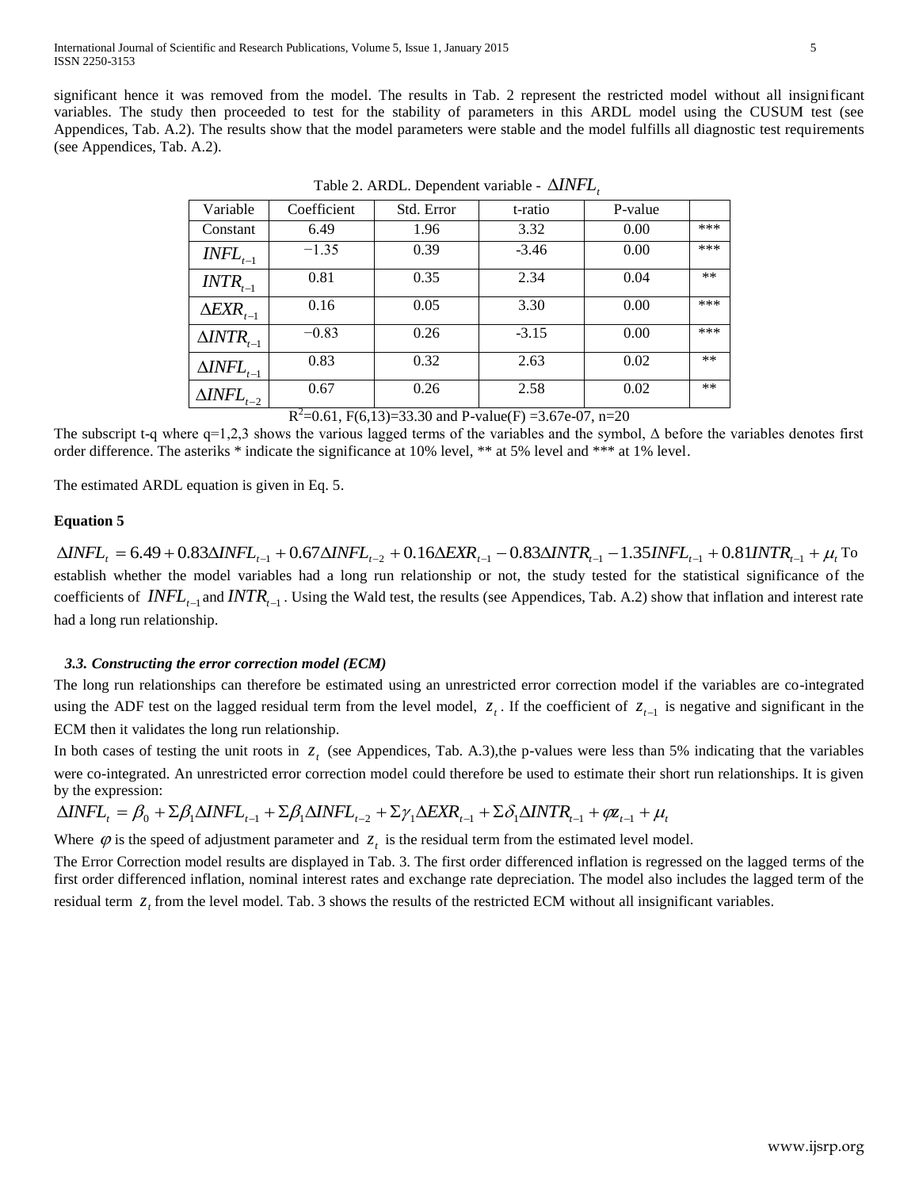significant hence it was removed from the model. The results in Tab. 2 represent the restricted model without all insignificant variables. The study then proceeded to test for the stability of parameters in this ARDL model using the CUSUM test (see Appendices, Tab. A.2). The results show that the model parameters were stable and the model fulfills all diagnostic test requirements (see Appendices, Tab. A.2).

Table 2. ARDL. Dependent variable - $\Delta INFL_t$

| Variable | Coefficient | Std. Error | t-ratio | P-value | |
|---|---|---|---|---|---|
| Constant | 6.49 | 1.96 | 3.32 | 0.00 | *** |
| $INFL_{t-1}$ | −1.35 | 0.39 | -3.46 | 0.00 | *** |
| $INTR_{t-1}$ | 0.81 | 0.35 | 2.34 | 0.04 | ** |
| $\Delta EXR_{t-1}$ | 0.16 | 0.05 | 3.30 | 0.00 | *** |
| $\Delta INTR_{t-1}$ | −0.83 | 0.26 | -3.15 | 0.00 | *** |
| $\Delta INFL_{t-1}$ | 0.83 | 0.32 | 2.63 | 0.02 | ** |
| $\Delta INFL_{t-2}$ | 0.67 | 0.26 | 2.58 | 0.02 | ** |

$R^2$=0.61, F(6,13)=33.30 and P-value(F) =3.67e-07, n=20

The subscript t-q where q=1,2,3 shows the various lagged terms of the variables and the symbol, Δ before the variables denotes first order difference. The asteriks * indicate the significance at 10% level, ** at 5% level and *** at 1% level.

The estimated ARDL equation is given in Eq. 5.

**Equation 5**

$$\Delta INFL_t = 6.49 + 0.83\Delta INFL_{t-1} + 0.67\Delta INFL_{t-2} + 0.16\Delta EXR_{t-1} - 0.83\Delta INTR_{t-1} - 1.35 INFL_{t-1} + 0.81 INTR_{t-1} + \mu_t$$

To establish whether the model variables had a long run relationship or not, the study tested for the statistical significance of the coefficients of $INFL_{t-1}$ and $INTR_{t-1}$. Using the Wald test, the results (see Appendices, Tab. A.2) show that inflation and interest rate had a long run relationship.

### *3.3. Constructing the error correction model (ECM)*

The long run relationships can therefore be estimated using an unrestricted error correction model if the variables are co-integrated using the ADF test on the lagged residual term from the level model, $z_t$. If the coefficient of $z_{t-1}$ is negative and significant in the ECM then it validates the long run relationship.

In both cases of testing the unit roots in $z_t$ (see Appendices, Tab. A.3),the p-values were less than 5% indicating that the variables were co-integrated. An unrestricted error correction model could therefore be used to estimate their short run relationships. It is given by the expression:

$$\Delta INFL_t = \beta_0 + \Sigma\beta_1\Delta INFL_{t-1} + \Sigma\beta_1\Delta INFL_{t-2} + \Sigma\gamma_1\Delta EXR_{t-1} + \Sigma\delta_1\Delta INTR_{t-1} + \varphi z_{t-1} + \mu_t$$

Where $\varphi$ is the speed of adjustment parameter and $z_t$ is the residual term from the estimated level model.

The Error Correction model results are displayed in Tab. 3. The first order differenced inflation is regressed on the lagged terms of the first order differenced inflation, nominal interest rates and exchange rate depreciation. The model also includes the lagged term of the residual term $z_t$ from the level model. Tab. 3 shows the results of the restricted ECM without all insignificant variables.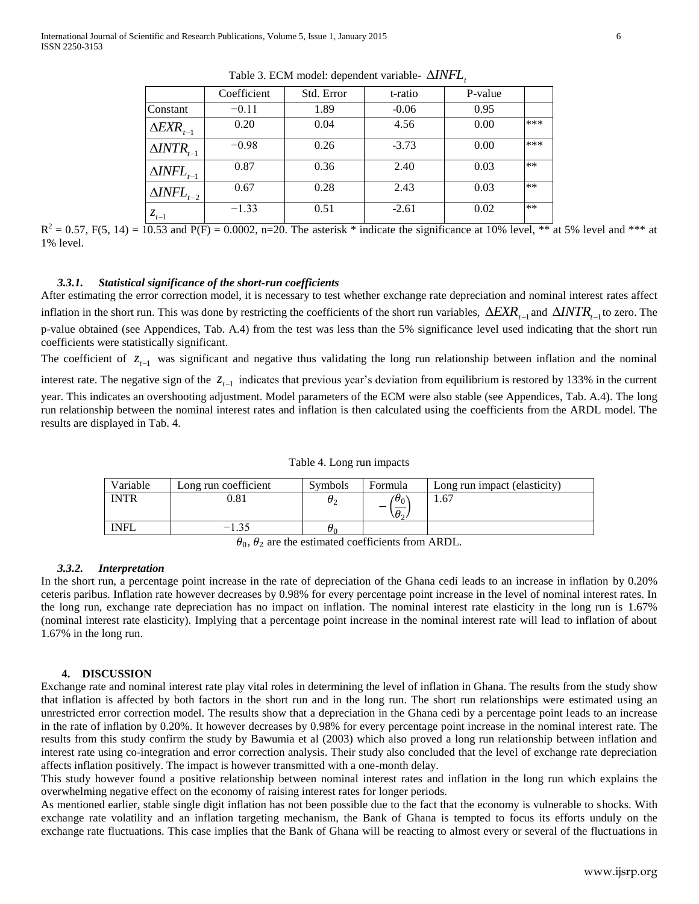Table 3. ECM model: dependent variable- $\Delta INFL_t$

| | Coefficient | Std. Error | t-ratio | P-value | |
|---|---|---|---|---|---|
| Constant | −0.11 | 1.89 | -0.06 | 0.95 | |
| $\Delta EXR_{t-1}$ | 0.20 | 0.04 | 4.56 | 0.00 | *** |
| $\Delta INTR_{t-1}$ | −0.98 | 0.26 | -3.73 | 0.00 | *** |
| $\Delta INFL_{t-1}$ | 0.87 | 0.36 | 2.40 | 0.03 | ** |
| $\Delta INFL_{t-2}$ | 0.67 | 0.28 | 2.43 | 0.03 | ** |
| $z_{t-1}$ | −1.33 | 0.51 | -2.61 | 0.02 | ** |

$R^2 = 0.57$, $F(5, 14) = 10.53$ and $P(F) = 0.0002$, n=20. The asterisk * indicate the significance at 10% level, ** at 5% level and *** at 1% level.

### *3.3.1. Statistical significance of the short-run coefficients*

After estimating the error correction model, it is necessary to test whether exchange rate depreciation and nominal interest rates affect inflation in the short run. This was done by restricting the coefficients of the short run variables, $\Delta EXR_{t-1}$ and $\Delta INTR_{t-1}$ to zero. The p-value obtained (see Appendices, Tab. A.4) from the test was less than the 5% significance level used indicating that the short run coefficients were statistically significant.

The coefficient of $z_{t-1}$ was significant and negative thus validating the long run relationship between inflation and the nominal interest rate. The negative sign of the $z_{t-1}$ indicates that previous year's deviation from equilibrium is restored by 133% in the current year. This indicates an overshooting adjustment. Model parameters of the ECM were also stable (see Appendices, Tab. A.4). The long run relationship between the nominal interest rates and inflation is then calculated using the coefficients from the ARDL model. The results are displayed in Tab. 4.

Table 4. Long run impacts

| Variable | Long run coefficient | Symbols | Formula | Long run impact (elasticity) |
|---|---|---|---|---|
| INTR | 0.81 | $\theta_2$ | $-\left(\frac{\theta_0}{\theta_2}\right)$ | 1.67 |
| INFL | −1.35 | $\theta_0$ | | |

$\theta_0$, $\theta_2$ are the estimated coefficients from ARDL.

### *3.3.2. Interpretation*

In the short run, a percentage point increase in the rate of depreciation of the Ghana cedi leads to an increase in inflation by 0.20% ceteris paribus. Inflation rate however decreases by 0.98% for every percentage point increase in the level of nominal interest rates. In the long run, exchange rate depreciation has no impact on inflation. The nominal interest rate elasticity in the long run is 1.67% (nominal interest rate elasticity). Implying that a percentage point increase in the nominal interest rate will lead to inflation of about 1.67% in the long run.

## 4. DISCUSSION

Exchange rate and nominal interest rate play vital roles in determining the level of inflation in Ghana. The results from the study show that inflation is affected by both factors in the short run and in the long run. The short run relationships were estimated using an unrestricted error correction model. The results show that a depreciation in the Ghana cedi by a percentage point leads to an increase in the rate of inflation by 0.20%. It however decreases by 0.98% for every percentage point increase in the nominal interest rate. The results from this study confirm the study by Bawumia et al (2003) which also proved a long run relationship between inflation and interest rate using co-integration and error correction analysis. Their study also concluded that the level of exchange rate depreciation affects inflation positively. The impact is however transmitted with a one-month delay.

This study however found a positive relationship between nominal interest rates and inflation in the long run which explains the overwhelming negative effect on the economy of raising interest rates for longer periods.

As mentioned earlier, stable single digit inflation has not been possible due to the fact that the economy is vulnerable to shocks. With exchange rate volatility and an inflation targeting mechanism, the Bank of Ghana is tempted to focus its efforts unduly on the exchange rate fluctuations. This case implies that the Bank of Ghana will be reacting to almost every or several of the fluctuations in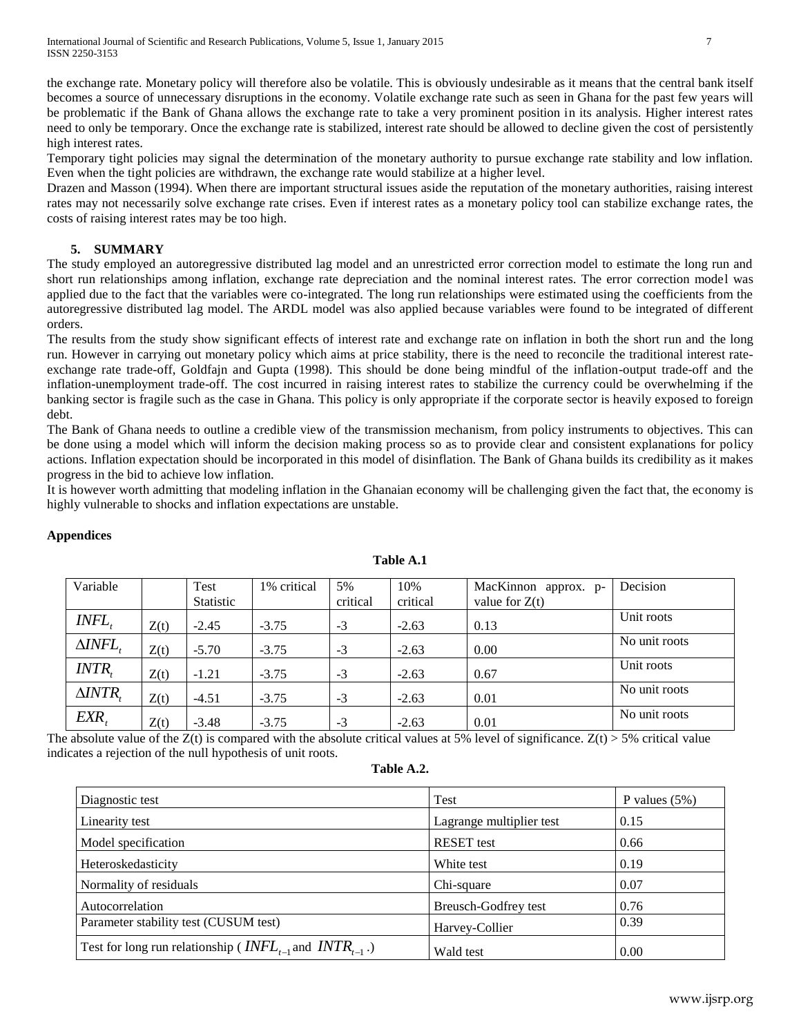the exchange rate. Monetary policy will therefore also be volatile. This is obviously undesirable as it means that the central bank itself becomes a source of unnecessary disruptions in the economy. Volatile exchange rate such as seen in Ghana for the past few years will be problematic if the Bank of Ghana allows the exchange rate to take a very prominent position in its analysis. Higher interest rates need to only be temporary. Once the exchange rate is stabilized, interest rate should be allowed to decline given the cost of persistently high interest rates.

Temporary tight policies may signal the determination of the monetary authority to pursue exchange rate stability and low inflation. Even when the tight policies are withdrawn, the exchange rate would stabilize at a higher level.

Drazen and Masson (1994). When there are important structural issues aside the reputation of the monetary authorities, raising interest rates may not necessarily solve exchange rate crises. Even if interest rates as a monetary policy tool can stabilize exchange rates, the costs of raising interest rates may be too high.

## 5. SUMMARY

The study employed an autoregressive distributed lag model and an unrestricted error correction model to estimate the long run and short run relationships among inflation, exchange rate depreciation and the nominal interest rates. The error correction model was applied due to the fact that the variables were co-integrated. The long run relationships were estimated using the coefficients from the autoregressive distributed lag model. The ARDL model was also applied because variables were found to be integrated of different orders.

The results from the study show significant effects of interest rate and exchange rate on inflation in both the short run and the long run. However in carrying out monetary policy which aims at price stability, there is the need to reconcile the traditional interest rate-exchange rate trade-off, Goldfajn and Gupta (1998). This should be done being mindful of the inflation-output trade-off and the inflation-unemployment trade-off. The cost incurred in raising interest rates to stabilize the currency could be overwhelming if the banking sector is fragile such as the case in Ghana. This policy is only appropriate if the corporate sector is heavily exposed to foreign debt.

The Bank of Ghana needs to outline a credible view of the transmission mechanism, from policy instruments to objectives. This can be done using a model which will inform the decision making process so as to provide clear and consistent explanations for policy actions. Inflation expectation should be incorporated in this model of disinflation. The Bank of Ghana builds its credibility as it makes progress in the bid to achieve low inflation.

It is however worth admitting that modeling inflation in the Ghanaian economy will be challenging given the fact that, the economy is highly vulnerable to shocks and inflation expectations are unstable.

**Appendices**

**Table A.1**

| Variable | | Test Statistic | 1% critical | 5% critical | 10% critical | MacKinnon approx. p-value for Z(t) | Decision |
|---|---|---|---|---|---|---|---|
| $INFL_t$ | Z(t) | -2.45 | -3.75 | -3 | -2.63 | 0.13 | Unit roots |
| $\Delta INFL_t$ | Z(t) | -5.70 | -3.75 | -3 | -2.63 | 0.00 | No unit roots |
| $INTR_t$ | Z(t) | -1.21 | -3.75 | -3 | -2.63 | 0.67 | Unit roots |
| $\Delta INTR_t$ | Z(t) | -4.51 | -3.75 | -3 | -2.63 | 0.01 | No unit roots |
| $EXR_t$ | Z(t) | -3.48 | -3.75 | -3 | -2.63 | 0.01 | No unit roots |

The absolute value of the Z(t) is compared with the absolute critical values at 5% level of significance. Z(t) > 5% critical value indicates a rejection of the null hypothesis of unit roots.

**Table A.2.**

| Diagnostic test | Test | P values (5%) |
|---|---|---|
| Linearity test | Lagrange multiplier test | 0.15 |
| Model specification | RESET test | 0.66 |
| Heteroskedasticity | White test | 0.19 |
| Normality of residuals | Chi-square | 0.07 |
| Autocorrelation | Breusch-Godfrey test | 0.76 |
| Parameter stability test (CUSUM test) | Harvey-Collier | 0.39 |
| Test for long run relationship ( $INFL_{t-1}$ and $INTR_{t-1}$ .) | Wald test | 0.00 |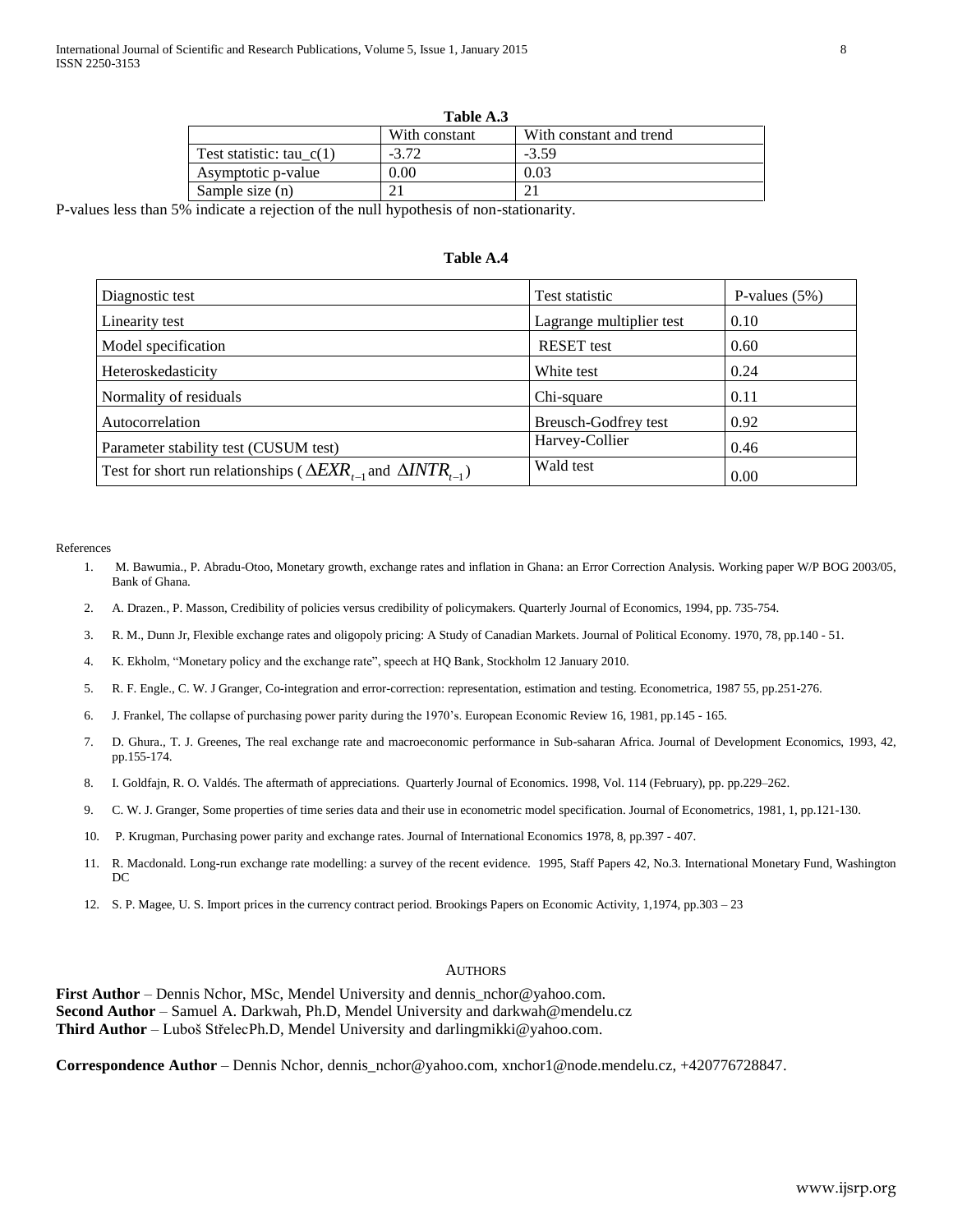**Table A.3**

| | With constant | With constant and trend |
|---|---|---|
| Test statistic: tau_c(1) | -3.72 | -3.59 |
| Asymptotic p-value | 0.00 | 0.03 |
| Sample size (n) | 21 | 21 |

P-values less than 5% indicate a rejection of the null hypothesis of non-stationarity.

**Table A.4**

| Diagnostic test | Test statistic | P-values (5%) |
|---|---|---|
| Linearity test | Lagrange multiplier test | 0.10 |
| Model specification | RESET test | 0.60 |
| Heteroskedasticity | White test | 0.24 |
| Normality of residuals | Chi-square | 0.11 |
| Autocorrelation | Breusch-Godfrey test | 0.92 |
| Parameter stability test (CUSUM test) | Harvey-Collier | 0.46 |
| Test for short run relationships ( $\Delta EXR_{t-1}$ and $\Delta INTR_{t-1}$ ) | Wald test | 0.00 |

References

1. M. Bawumia., P. Abradu-Otoo, Monetary growth, exchange rates and inflation in Ghana: an Error Correction Analysis. Working paper W/P BOG 2003/05, Bank of Ghana.
2. A. Drazen., P. Masson, Credibility of policies versus credibility of policymakers. Quarterly Journal of Economics, 1994, pp. 735-754.
3. R. M., Dunn Jr, Flexible exchange rates and oligopoly pricing: A Study of Canadian Markets. Journal of Political Economy. 1970, 78, pp.140 - 51.
4. K. Ekholm, "Monetary policy and the exchange rate", speech at HQ Bank, Stockholm 12 January 2010.
5. R. F. Engle., C. W. J Granger, Co-integration and error-correction: representation, estimation and testing. Econometrica, 1987 55, pp.251-276.
6. J. Frankel, The collapse of purchasing power parity during the 1970's. European Economic Review 16, 1981, pp.145 - 165.
7. D. Ghura., T. J. Greenes, The real exchange rate and macroeconomic performance in Sub-saharan Africa. Journal of Development Economics, 1993, 42, pp.155-174.
8. I. Goldfajn, R. O. Valdés. The aftermath of appreciations. Quarterly Journal of Economics. 1998, Vol. 114 (February), pp. pp.229–262.
9. C. W. J. Granger, Some properties of time series data and their use in econometric model specification. Journal of Econometrics, 1981, 1, pp.121-130.
10. P. Krugman, Purchasing power parity and exchange rates. Journal of International Economics 1978, 8, pp.397 - 407.
11. R. Macdonald. Long-run exchange rate modelling: a survey of the recent evidence. 1995, Staff Papers 42, No.3. International Monetary Fund, Washington DC
12. S. P. Magee, U. S. Import prices in the currency contract period. Brookings Papers on Economic Activity, 1,1974, pp.303 – 23

## Authors

**First Author** – Dennis Nchor, MSc, Mendel University and dennis_nchor@yahoo.com.
**Second Author** – Samuel A. Darkwah, Ph.D, Mendel University and darkwah@mendelu.cz
**Third Author** – Luboš StřelecPh.D, Mendel University and darlingmikki@yahoo.com.

**Correspondence Author** – Dennis Nchor, dennis_nchor@yahoo.com, xnchor1@node.mendelu.cz, +420776728847.